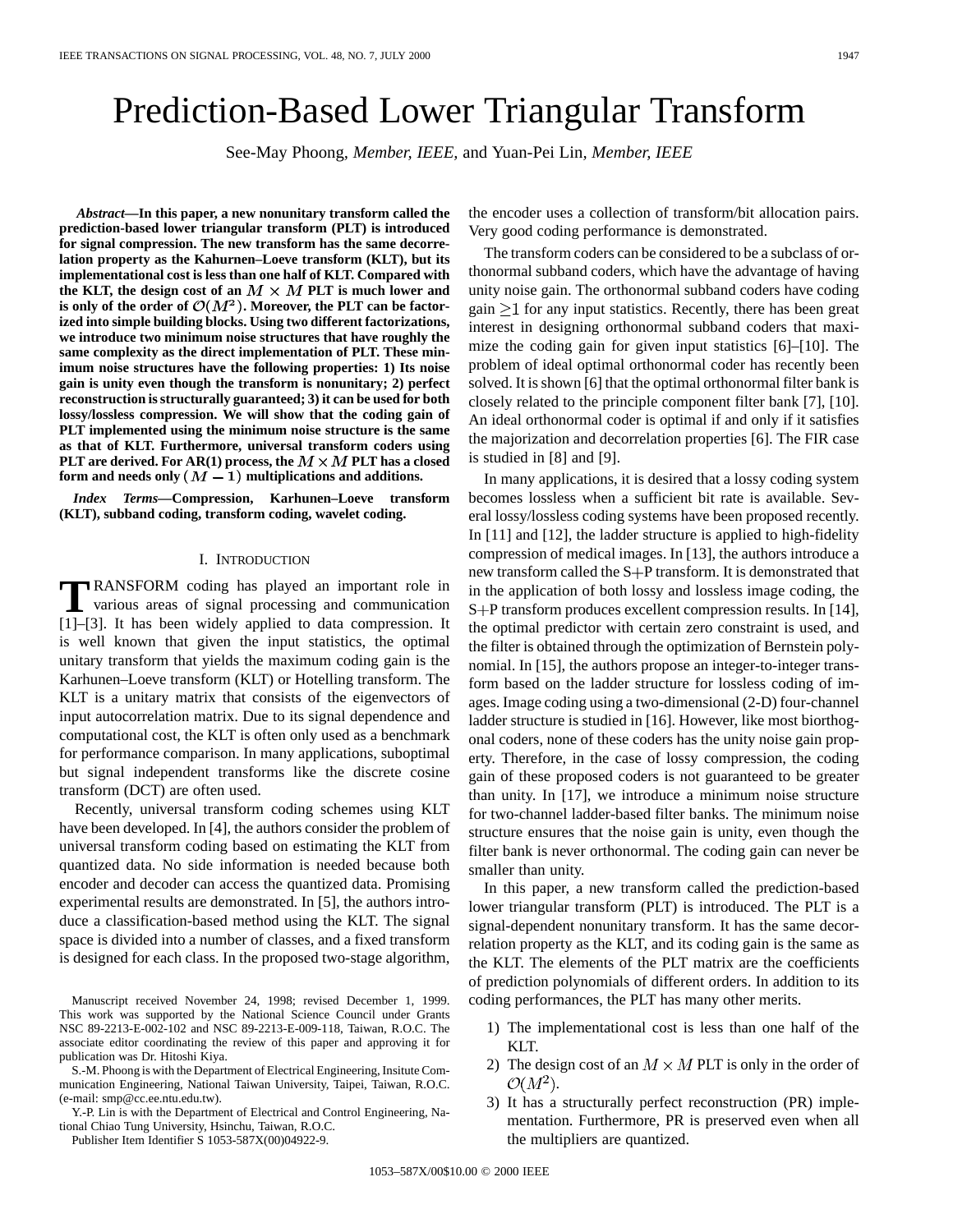// Prediction-Based Lower Triangular Transform

See-May Phoong, *Member, IEEE*, and Yuan-Pei Lin, *Member, IEEE*

***Abstract*—In this paper, a new nonunitary transform called the prediction-based lower triangular transform (PLT) is introduced for signal compression. The new transform has the same decorrelation property as the Kahurnen–Loeve transform (KLT), but its implementational cost is less than one half of KLT. Compared with the KLT, the design cost of an $M \times M$ PLT is much lower and is only of the order of $\mathcal{O}(M^2)$. Moreover, the PLT can be factorized into simple building blocks. Using two different factorizations, we introduce two minimum noise structures that have roughly the same complexity as the direct implementation of PLT. These minimum noise structures have the following properties: 1) Its noise gain is unity even though the transform is nonunitary; 2) perfect reconstruction is structurally guaranteed; 3) it can be used for both lossy/lossless compression. We will show that the coding gain of PLT implemented using the minimum noise structure is the same as that of KLT. Furthermore, universal transform coders using PLT are derived. For AR(1) process, the $M \times M$ PLT has a closed form and needs only $(M-1)$ multiplications and additions.**

***Index Terms*—Compression, Karhunen–Loeve transform (KLT), subband coding, transform coding, wavelet coding.**

## I. Introduction

Transform coding has played an important role in various areas of signal processing and communication [1]–[3]. It has been widely applied to data compression. It is well known that given the input statistics, the optimal unitary transform that yields the maximum coding gain is the Karhunen–Loeve transform (KLT) or Hotelling transform. The KLT is a unitary matrix that consists of the eigenvectors of input autocorrelation matrix. Due to its signal dependence and computational cost, the KLT is often only used as a benchmark for performance comparison. In many applications, suboptimal but signal independent transforms like the discrete cosine transform (DCT) are often used.

Recently, universal transform coding schemes using KLT have been developed. In [4], the authors consider the problem of universal transform coding based on estimating the KLT from quantized data. No side information is needed because both encoder and decoder can access the quantized data. Promising experimental results are demonstrated. In [5], the authors introduce a classification-based method using the KLT. The signal space is divided into a number of classes, and a fixed transform is designed for each class. In the proposed two-stage algorithm, the encoder uses a collection of transform/bit allocation pairs. Very good coding performance is demonstrated.

The transform coders can be considered to be a subclass of orthonormal subband coders, which have the advantage of having unity noise gain. The orthonormal subband coders have coding gain $\geq 1$ for any input statistics. Recently, there has been great interest in designing orthonormal subband coders that maximize the coding gain for given input statistics [6]–[10]. The problem of ideal optimal orthonormal coder has recently been solved. It is shown [6] that the optimal orthonormal filter bank is closely related to the principle component filter bank [7], [10]. An ideal orthonormal coder is optimal if and only if it satisfies the majorization and decorrelation properties [6]. The FIR case is studied in [8] and [9].

In many applications, it is desired that a lossy coding system becomes lossless when a sufficient bit rate is available. Several lossy/lossless coding systems have been proposed recently. In [11] and [12], the ladder structure is applied to high-fidelity compression of medical images. In [13], the authors introduce a new transform called the S+P transform. It is demonstrated that in the application of both lossy and lossless image coding, the S+P transform produces excellent compression results. In [14], the optimal predictor with certain zero constraint is used, and the filter is obtained through the optimization of Bernstein polynomial. In [15], the authors propose an integer-to-integer transform based on the ladder structure for lossless coding of images. Image coding using a two-dimensional (2-D) four-channel ladder structure is studied in [16]. However, like most biorthogonal coders, none of these coders has the unity noise gain property. Therefore, in the case of lossy compression, the coding gain of these proposed coders is not guaranteed to be greater than unity. In [17], we introduce a minimum noise structure for two-channel ladder-based filter banks. The minimum noise structure ensures that the noise gain is unity, even though the filter bank is never orthonormal. The coding gain can never be smaller than unity.

In this paper, a new transform called the prediction-based lower triangular transform (PLT) is introduced. The PLT is a signal-dependent nonunitary transform. It has the same decorrelation property as the KLT, and its coding gain is the same as the KLT. The elements of the PLT matrix are the coefficients of prediction polynomials of different orders. In addition to its coding performances, the PLT has many other merits.

1) The implementational cost is less than one half of the KLT.
2) The design cost of an $M \times M$ PLT is only in the order of $\mathcal{O}(M^2)$.
3) It has a structurally perfect reconstruction (PR) implementation. Furthermore, PR is preserved even when all the multipliers are quantized.

Manuscript received November 24, 1998; revised December 1, 1999. This work was supported by the National Science Council under Grants NSC 89-2213-E-002-102 and NSC 89-2213-E-009-118, Taiwan, R.O.C. The associate editor coordinating the review of this paper and approving it for publication was Dr. Hitoshi Kiya.

S.-M. Phoong is with the Department of Electrical Engineering, Insitute Communication Engineering, National Taiwan University, Taipei, Taiwan, R.O.C. (e-mail: smp@cc.ee.ntu.edu.tw).

Y.-P. Lin is with the Department of Electrical and Control Engineering, National Chiao Tung University, Hsinchu, Taiwan, R.O.C.

Publisher Item Identifier S 1053-587X(00)04922-9.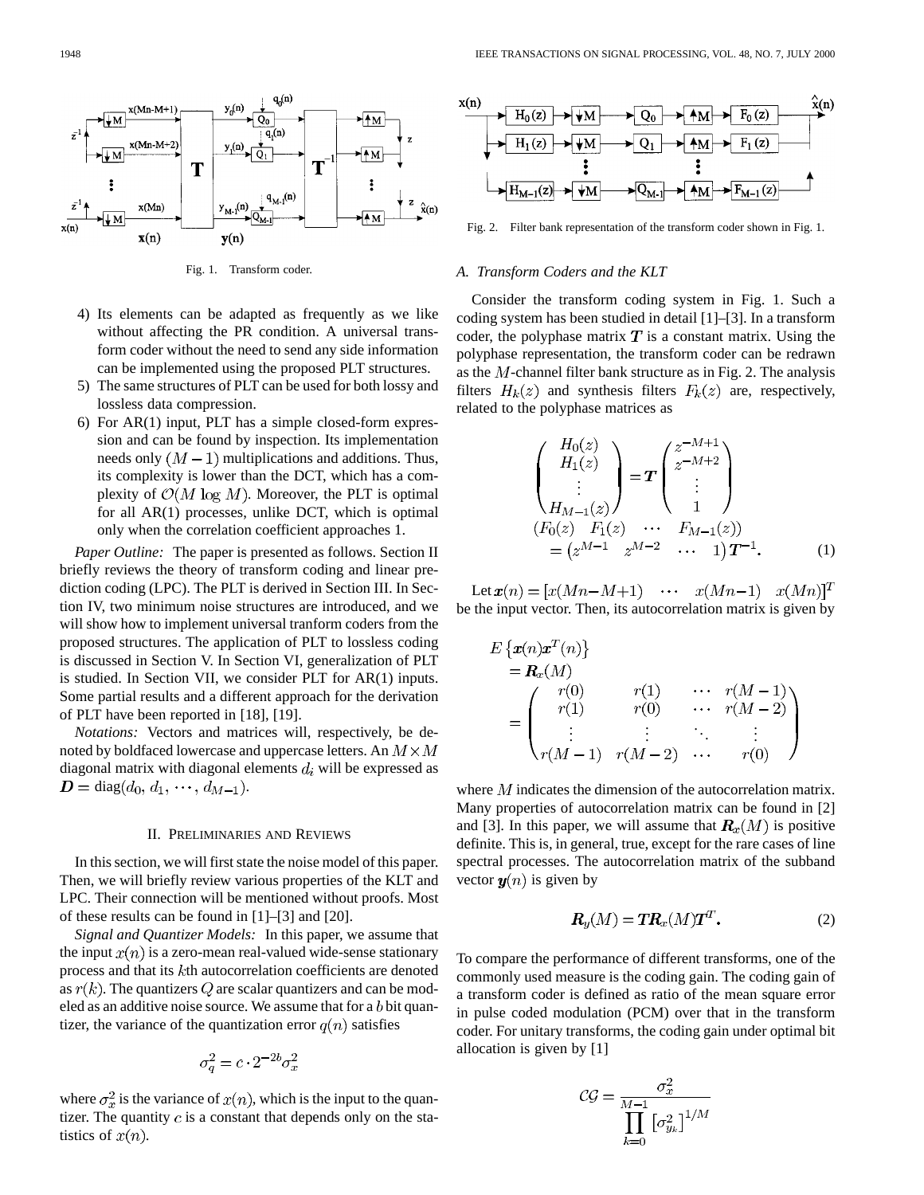Fig. 1. Transform coder.

4) Its elements can be adapted as frequently as we like without affecting the PR condition. A universal transform coder without the need to send any side information can be implemented using the proposed PLT structures.
5) The same structures of PLT can be used for both lossy and lossless data compression.
6) For AR(1) input, PLT has a simple closed-form expression and can be found by inspection. Its implementation needs only $(M-1)$ multiplications and additions. Thus, its complexity is lower than the DCT, which has a complexity of $\mathcal{O}(M \log M)$. Moreover, the PLT is optimal for all AR(1) processes, unlike DCT, which is optimal only when the correlation coefficient approaches 1.

*Paper Outline:* The paper is presented as follows. Section II briefly reviews the theory of transform coding and linear prediction coding (LPC). The PLT is derived in Section III. In Section IV, two minimum noise structures are introduced, and we will show how to implement universal tranform coders from the proposed structures. The application of PLT to lossless coding is discussed in Section V. In Section VI, generalization of PLT is studied. In Section VII, we consider PLT for AR(1) inputs. Some partial results and a different approach for the derivation of PLT have been reported in [18], [19].

*Notations:* Vectors and matrices will, respectively, be denoted by boldfaced lowercase and uppercase letters. An $M \times M$ diagonal matrix with diagonal elements $d_i$ will be expressed as $\boldsymbol{D} = \text{diag}(d_0, d_1, \cdots, d_{M-1})$.

## II. Preliminaries and Reviews

In this section, we will first state the noise model of this paper. Then, we will briefly review various properties of the KLT and LPC. Their connection will be mentioned without proofs. Most of these results can be found in [1]–[3] and [20].

*Signal and Quantizer Models:* In this paper, we assume that the input $x(n)$ is a zero-mean real-valued wide-sense stationary process and that its $k$th autocorrelation coefficients are denoted as $r(k)$. The quantizers $Q$ are scalar quantizers and can be modeled as an additive noise source. We assume that for a $b$ bit quantizer, the variance of the quantization error $q(n)$ satisfies

$$\sigma_q^2 = c \cdot 2^{-2b} \sigma_x^2$$

where $\sigma_x^2$ is the variance of $x(n)$, which is the input to the quantizer. The quantity $c$ is a constant that depends only on the statistics of $x(n)$.

Fig. 2. Filter bank representation of the transform coder shown in Fig. 1.

### A. Transform Coders and the KLT

Consider the transform coding system in Fig. 1. Such a coding system has been studied in detail [1]–[3]. In a transform coder, the polyphase matrix $\boldsymbol{T}$ is a constant matrix. Using the polyphase representation, the transform coder can be redrawn as the $M$-channel filter bank structure as in Fig. 2. The analysis filters $H_k(z)$ and synthesis filters $F_k(z)$ are, respectively, related to the polyphase matrices as

$$\begin{pmatrix} H_0(z) \\ H_1(z) \\ \vdots \\ H_{M-1}(z) \end{pmatrix} = \boldsymbol{T} \begin{pmatrix} z^{-M+1} \\ z^{-M+2} \\ \vdots \\ 1 \end{pmatrix}$$
$$\begin{aligned} &(F_0(z) \quad F_1(z) \quad \cdots \quad F_{M-1}(z)) \\ &\quad = \left(z^{M-1} \quad z^{M-2} \quad \cdots \quad 1\right) \boldsymbol{T}^{-1}. \end{aligned} \tag{1}$$

Let $\boldsymbol{x}(n) = [x(Mn-M+1) \quad \cdots \quad x(Mn-1) \quad x(Mn)]^T$ be the input vector. Then, its autocorrelation matrix is given by

$$\begin{aligned} &E\left\{\boldsymbol{x}(n)\boldsymbol{x}^T(n)\right\} \\ &\quad = \boldsymbol{R}_x(M) \\ &\quad = \begin{pmatrix} r(0) & r(1) & \cdots & r(M-1) \\ r(1) & r(0) & \cdots & r(M-2) \\ \vdots & \vdots & \ddots & \vdots \\ r(M-1) & r(M-2) & \cdots & r(0) \end{pmatrix} \end{aligned}$$

where $M$ indicates the dimension of the autocorrelation matrix. Many properties of autocorrelation matrix can be found in [2] and [3]. In this paper, we will assume that $\boldsymbol{R}_x(M)$ is positive definite. This is, in general, true, except for the rare cases of line spectral processes. The autocorrelation matrix of the subband vector $\boldsymbol{y}(n)$ is given by

$$\boldsymbol{R}_y(M) = \boldsymbol{T}\boldsymbol{R}_x(M)\boldsymbol{T}^T. \tag{2}$$

To compare the performance of different transforms, one of the commonly used measure is the coding gain. The coding gain of a transform coder is defined as ratio of the mean square error in pulse coded modulation (PCM) over that in the transform coder. For unitary transforms, the coding gain under optimal bit allocation is given by [1]

$$\mathcal{CG} = \frac{\sigma_x^2}{\prod_{k=0}^{M-1} \left[\sigma_{y_k}^2\right]^{1/M}}$$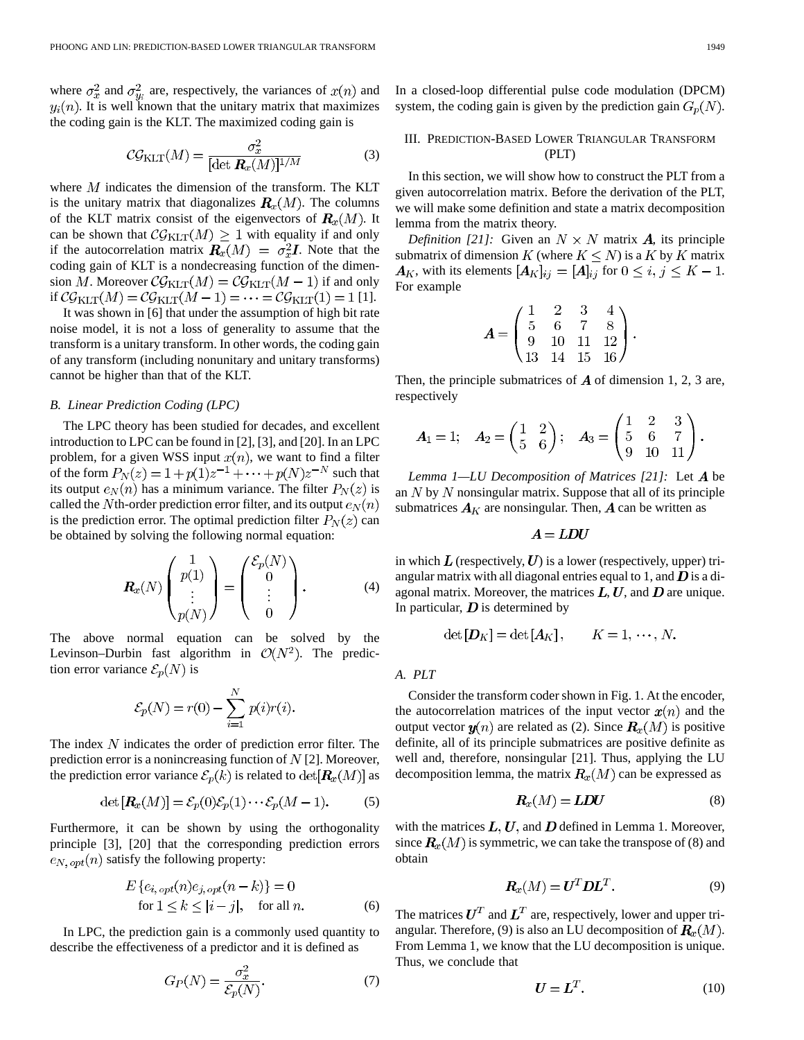where $\sigma_x^2$ and $\sigma_{y_i}^2$ are, respectively, the variances of $x(n)$ and $y_i(n)$. It is well known that the unitary matrix that maximizes the coding gain is the KLT. The maximized coding gain is

$$\mathcal{CG}_{\text{KLT}}(M) = \frac{\sigma_x^2}{[\det \boldsymbol{R}_x(M)]^{1/M}} \tag{3}$$

where $M$ indicates the dimension of the transform. The KLT is the unitary matrix that diagonalizes $\boldsymbol{R}_x(M)$. The columns of the KLT matrix consist of the eigenvectors of $\boldsymbol{R}_x(M)$. It can be shown that $\mathcal{CG}_{\text{KLT}}(M) \geq 1$ with equality if and only if the autocorrelation matrix $\boldsymbol{R}_x(M) = \sigma_x^2 \boldsymbol{I}$. Note that the coding gain of KLT is a nondecreasing function of the dimension $M$. Moreover $\mathcal{CG}_{\text{KLT}}(M) = \mathcal{CG}_{\text{KLT}}(M-1)$ if and only if $\mathcal{CG}_{\text{KLT}}(M) = \mathcal{CG}_{\text{KLT}}(M-1) = \cdots = \mathcal{CG}_{\text{KLT}}(1) = 1$ [1].

It was shown in [6] that under the assumption of high bit rate noise model, it is not a loss of generality to assume that the transform is a unitary transform. In other words, the coding gain of any transform (including nonunitary and unitary transforms) cannot be higher than that of the KLT.

### *B. Linear Prediction Coding (LPC)*

The LPC theory has been studied for decades, and excellent introduction to LPC can be found in [2], [3], and [20]. In an LPC problem, for a given WSS input $x(n)$, we want to find a filter of the form $P_N(z) = 1 + p(1)z^{-1} + \cdots + p(N)z^{-N}$ such that its output $e_N(n)$ has a minimum variance. The filter $P_N(z)$ is called the $N$th-order prediction error filter, and its output $e_N(n)$ is the prediction error. The optimal prediction filter $P_N(z)$ can be obtained by solving the following normal equation:

$$\boldsymbol{R}_x(N) \begin{pmatrix} 1 \\ p(1) \\ \vdots \\ p(N) \end{pmatrix} = \begin{pmatrix} \mathcal{E}_p(N) \\ 0 \\ \vdots \\ 0 \end{pmatrix}. \tag{4}$$

The above normal equation can be solved by the Levinson–Durbin fast algorithm in $\mathcal{O}(N^2)$. The prediction error variance $\mathcal{E}_p(N)$ is

$$\mathcal{E}_p(N) = r(0) - \sum_{i=1}^{N} p(i)r(i).$$

The index $N$ indicates the order of prediction error filter. The prediction error is a nonincreasing function of $N$ [2]. Moreover, the prediction error variance $\mathcal{E}_p(k)$ is related to $\det[\boldsymbol{R}_x(M)]$ as

$$\det[\boldsymbol{R}_x(M)] = \mathcal{E}_p(0)\mathcal{E}_p(1)\cdots\mathcal{E}_p(M-1). \tag{5}$$

Furthermore, it can be shown by using the orthogonality principle [3], [20] that the corresponding prediction errors $e_{N,opt}(n)$ satisfy the following property:

$$E\{e_{i,opt}(n)e_{j,opt}(n-k)\} = 0 \quad \text{for } 1 \leq k \leq |i-j|, \quad \text{for all } n. \tag{6}$$

In LPC, the prediction gain is a commonly used quantity to describe the effectiveness of a predictor and it is defined as

$$G_P(N) = \frac{\sigma_x^2}{\mathcal{E}_p(N)}. \tag{7}$$

In a closed-loop differential pulse code modulation (DPCM) system, the coding gain is given by the prediction gain $G_p(N)$.

## III. Prediction-Based Lower Triangular Transform (PLT)

In this section, we will show how to construct the PLT from a given autocorrelation matrix. Before the derivation of the PLT, we will make some definition and state a matrix decomposition lemma from the matrix theory.

*Definition [21]:* Given an $N \times N$ matrix $\boldsymbol{A}$, its principle submatrix of dimension $K$ (where $K \leq N$) is a $K$ by $K$ matrix $\boldsymbol{A}_K$, with its elements $[\boldsymbol{A}_K]_{ij} = [\boldsymbol{A}]_{ij}$ for $0 \leq i, j \leq K-1$. For example

$$\boldsymbol{A} = \begin{pmatrix} 1 & 2 & 3 & 4 \\ 5 & 6 & 7 & 8 \\ 9 & 10 & 11 & 12 \\ 13 & 14 & 15 & 16 \end{pmatrix}.$$

Then, the principle submatrices of $\boldsymbol{A}$ of dimension 1, 2, 3 are, respectively

$$\boldsymbol{A}_1 = 1; \quad \boldsymbol{A}_2 = \begin{pmatrix} 1 & 2 \\ 5 & 6 \end{pmatrix}; \quad \boldsymbol{A}_3 = \begin{pmatrix} 1 & 2 & 3 \\ 5 & 6 & 7 \\ 9 & 10 & 11 \end{pmatrix}.$$

*Lemma 1—LU Decomposition of Matrices [21]:* Let $\boldsymbol{A}$ be an $N$ by $N$ nonsingular matrix. Suppose that all of its principle submatrices $\boldsymbol{A}_K$ are nonsingular. Then, $\boldsymbol{A}$ can be written as

$$\boldsymbol{A} = \boldsymbol{LDU}$$

in which $\boldsymbol{L}$ (respectively, $\boldsymbol{U}$) is a lower (respectively, upper) triangular matrix with all diagonal entries equal to 1, and $\boldsymbol{D}$ is a diagonal matrix. Moreover, the matrices $\boldsymbol{L}$, $\boldsymbol{U}$, and $\boldsymbol{D}$ are unique. In particular, $\boldsymbol{D}$ is determined by

$$\det[\boldsymbol{D}_K] = \det[\boldsymbol{A}_K], \qquad K = 1, \cdots, N.$$

### *A. PLT*

Consider the transform coder shown in Fig. 1. At the encoder, the autocorrelation matrices of the input vector $\boldsymbol{x}(n)$ and the output vector $\boldsymbol{y}(n)$ are related as (2). Since $\boldsymbol{R}_x(M)$ is positive definite, all of its principle submatrices are positive definite as well and, therefore, nonsingular [21]. Thus, applying the LU decomposition lemma, the matrix $\boldsymbol{R}_x(M)$ can be expressed as

$$\boldsymbol{R}_x(M) = \boldsymbol{LDU} \tag{8}$$

with the matrices $\boldsymbol{L}$, $\boldsymbol{U}$, and $\boldsymbol{D}$ defined in Lemma 1. Moreover, since $\boldsymbol{R}_x(M)$ is symmetric, we can take the transpose of (8) and obtain

$$\boldsymbol{R}_x(M) = \boldsymbol{U}^T \boldsymbol{D} \boldsymbol{L}^T. \tag{9}$$

The matrices $\boldsymbol{U}^T$ and $\boldsymbol{L}^T$ are, respectively, lower and upper triangular. Therefore, (9) is also an LU decomposition of $\boldsymbol{R}_x(M)$. From Lemma 1, we know that the LU decomposition is unique. Thus, we conclude that

$$\boldsymbol{U} = \boldsymbol{L}^T. \tag{10}$$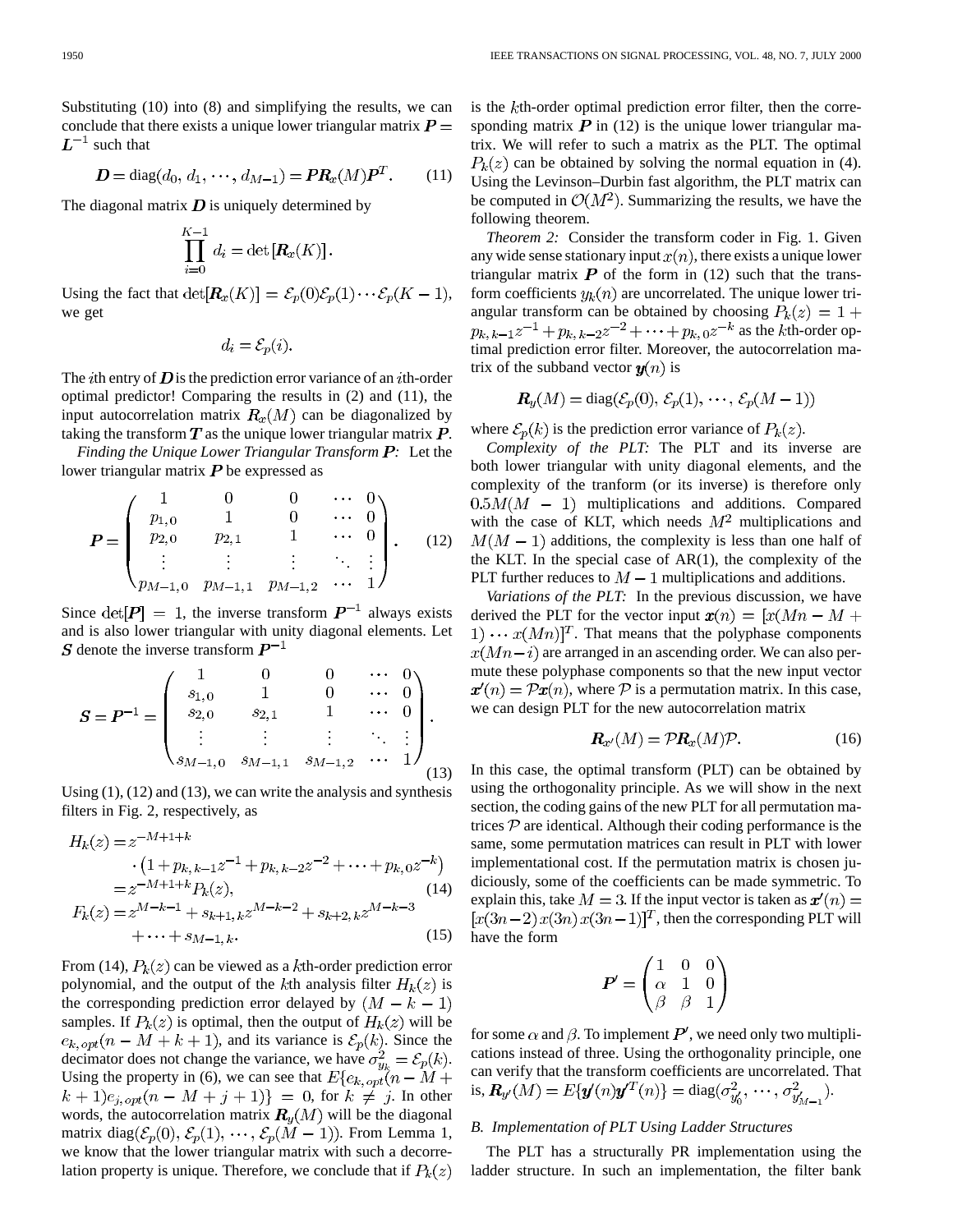Substituting (10) into (8) and simplifying the results, we can conclude that there exists a unique lower triangular matrix $\boldsymbol{P} = \boldsymbol{L}^{-1}$ such that

$$\boldsymbol{D} = \text{diag}(d_0, d_1, \cdots, d_{M-1}) = \boldsymbol{P}\boldsymbol{R}_x(M)\boldsymbol{P}^T. \tag{11}$$

The diagonal matrix $\boldsymbol{D}$ is uniquely determined by

$$\prod_{i=0}^{K-1} d_i = \det[\boldsymbol{R}_x(K)].$$

Using the fact that $\det[\boldsymbol{R}_x(K)] = \mathcal{E}_p(0)\mathcal{E}_p(1)\cdots\mathcal{E}_p(K-1)$, we get

$$d_i = \mathcal{E}_p(i).$$

The $i$th entry of $\boldsymbol{D}$ is the prediction error variance of an $i$th-order optimal predictor! Comparing the results in (2) and (11), the input autocorrelation matrix $\boldsymbol{R}_x(M)$ can be diagonalized by taking the transform $\boldsymbol{T}$ as the unique lower triangular matrix $\boldsymbol{P}$.

*Finding the Unique Lower Triangular Transform $\boldsymbol{P}$:* Let the lower triangular matrix $\boldsymbol{P}$ be expressed as

$$\boldsymbol{P} = \begin{pmatrix} 1 & 0 & 0 & \cdots & 0 \\ p_{1,0} & 1 & 0 & \cdots & 0 \\ p_{2,0} & p_{2,1} & 1 & \cdots & 0 \\ \vdots & \vdots & \vdots & \ddots & \vdots \\ p_{M-1,0} & p_{M-1,1} & p_{M-1,2} & \cdots & 1 \end{pmatrix}. \tag{12}$$

Since $\det[\boldsymbol{P}] = 1$, the inverse transform $\boldsymbol{P}^{-1}$ always exists and is also lower triangular with unity diagonal elements. Let $\boldsymbol{S}$ denote the inverse transform $\boldsymbol{P}^{-1}$

$$\boldsymbol{S} = \boldsymbol{P}^{-1} = \begin{pmatrix} 1 & 0 & 0 & \cdots & 0 \\ s_{1,0} & 1 & 0 & \cdots & 0 \\ s_{2,0} & s_{2,1} & 1 & \cdots & 0 \\ \vdots & \vdots & \vdots & \ddots & \vdots \\ s_{M-1,0} & s_{M-1,1} & s_{M-1,2} & \cdots & 1 \end{pmatrix}. \tag{13}$$

Using (1), (12) and (13), we can write the analysis and synthesis filters in Fig. 2, respectively, as

$$\begin{aligned} H_k(z) &= z^{-M+1+k} \\ &\quad \cdot \left(1 + p_{k,k-1}z^{-1} + p_{k,k-2}z^{-2} + \cdots + p_{k,0}z^{-k}\right) \\ &= z^{-M+1+k}P_k(z), \end{aligned} \tag{14}$$

$$\begin{aligned} F_k(z) &= z^{M-k-1} + s_{k+1,k}z^{M-k-2} + s_{k+2,k}z^{M-k-3} \\ &\quad + \cdots + s_{M-1,k}. \end{aligned} \tag{15}$$

From (14), $P_k(z)$ can be viewed as a $k$th-order prediction error polynomial, and the output of the $k$th analysis filter $H_k(z)$ is the corresponding prediction error delayed by $(M-k-1)$ samples. If $P_k(z)$ is optimal, then the output of $H_k(z)$ will be $e_{k,opt}(n-M+k+1)$, and its variance is $\mathcal{E}_p(k)$. Since the decimator does not change the variance, we have $\sigma_{y_k}^2 = \mathcal{E}_p(k)$. Using the property in (6), we can see that $E\{e_{k,opt}(n-M+k+1)e_{j,opt}(n-M+j+1)\} = 0$, for $k \neq j$. In other words, the autocorrelation matrix $\boldsymbol{R}_y(M)$ will be the diagonal matrix $\text{diag}(\mathcal{E}_p(0), \mathcal{E}_p(1), \cdots, \mathcal{E}_p(M-1))$. From Lemma 1, we know that the lower triangular matrix with such a decorrelation property is unique. Therefore, we conclude that if $P_k(z)$ is the $k$th-order optimal prediction error filter, then the corresponding matrix $\boldsymbol{P}$ in (12) is the unique lower triangular matrix. We will refer to such a matrix as the PLT. The optimal $P_k(z)$ can be obtained by solving the normal equation in (4). Using the Levinson–Durbin fast algorithm, the PLT matrix can be computed in $\mathcal{O}(M^2)$. Summarizing the results, we have the following theorem.

*Theorem 2:* Consider the transform coder in Fig. 1. Given any wide sense stationary input $x(n)$, there exists a unique lower triangular matrix $\boldsymbol{P}$ of the form in (12) such that the transform coefficients $y_k(n)$ are uncorrelated. The unique lower triangular transform can be obtained by choosing $P_k(z) = 1 + p_{k,k-1}z^{-1} + p_{k,k-2}z^{-2} + \cdots + p_{k,0}z^{-k}$ as the $k$th-order optimal prediction error filter. Moreover, the autocorrelation matrix of the subband vector $\boldsymbol{y}(n)$ is

$$\boldsymbol{R}_y(M) = \text{diag}(\mathcal{E}_p(0), \mathcal{E}_p(1), \cdots, \mathcal{E}_p(M-1))$$

where $\mathcal{E}_p(k)$ is the prediction error variance of $P_k(z)$.

*Complexity of the PLT:* The PLT and its inverse are both lower triangular with unity diagonal elements, and the complexity of the tranform (or its inverse) is therefore only $0.5M(M-1)$ multiplications and additions. Compared with the case of KLT, which needs $M^2$ multiplications and $M(M-1)$ additions, the complexity is less than one half of the KLT. In the special case of AR(1), the complexity of the PLT further reduces to $M-1$ multiplications and additions.

*Variations of the PLT:* In the previous discussion, we have derived the PLT for the vector input $\boldsymbol{x}(n) = [x(Mn-M+1)\cdots x(Mn)]^T$. That means that the polyphase components $x(Mn-i)$ are arranged in an ascending order. We can also permute these polyphase components so that the new input vector $\boldsymbol{x}'(n) = \mathcal{P}\boldsymbol{x}(n)$, where $\mathcal{P}$ is a permutation matrix. In this case, we can design PLT for the new autocorrelation matrix

$$\boldsymbol{R}_{x'}(M) = \mathcal{P}\boldsymbol{R}_x(M)\mathcal{P}. \tag{16}$$

In this case, the optimal transform (PLT) can be obtained by using the orthogonality principle. As we will show in the next section, the coding gains of the new PLT for all permutation matrices $\mathcal{P}$ are identical. Although their coding performance is the same, some permutation matrices can result in PLT with lower implementational cost. If the permutation matrix is chosen judiciously, some of the coefficients can be made symmetric. To explain this, take $M = 3$. If the input vector is taken as $\boldsymbol{x}'(n) = [x(3n-2)\,x(3n)\,x(3n-1)]^T$, then the corresponding PLT will have the form

$$\boldsymbol{P}' = \begin{pmatrix} 1 & 0 & 0 \\ \alpha & 1 & 0 \\ \beta & \beta & 1 \end{pmatrix}$$

for some $\alpha$ and $\beta$. To implement $\boldsymbol{P}'$, we need only two multiplications instead of three. Using the orthogonality principle, one can verify that the transform coefficients are uncorrelated. That is, $\boldsymbol{R}_{y'}(M) = E\{\boldsymbol{y}'(n)\boldsymbol{y}'^T(n)\} = \text{diag}(\sigma_{y'_0}^2, \cdots, \sigma_{y'_{M-1}}^2)$.

### B. Implementation of PLT Using Ladder Structures

The PLT has a structurally PR implementation using the ladder structure. In such an implementation, the filter bank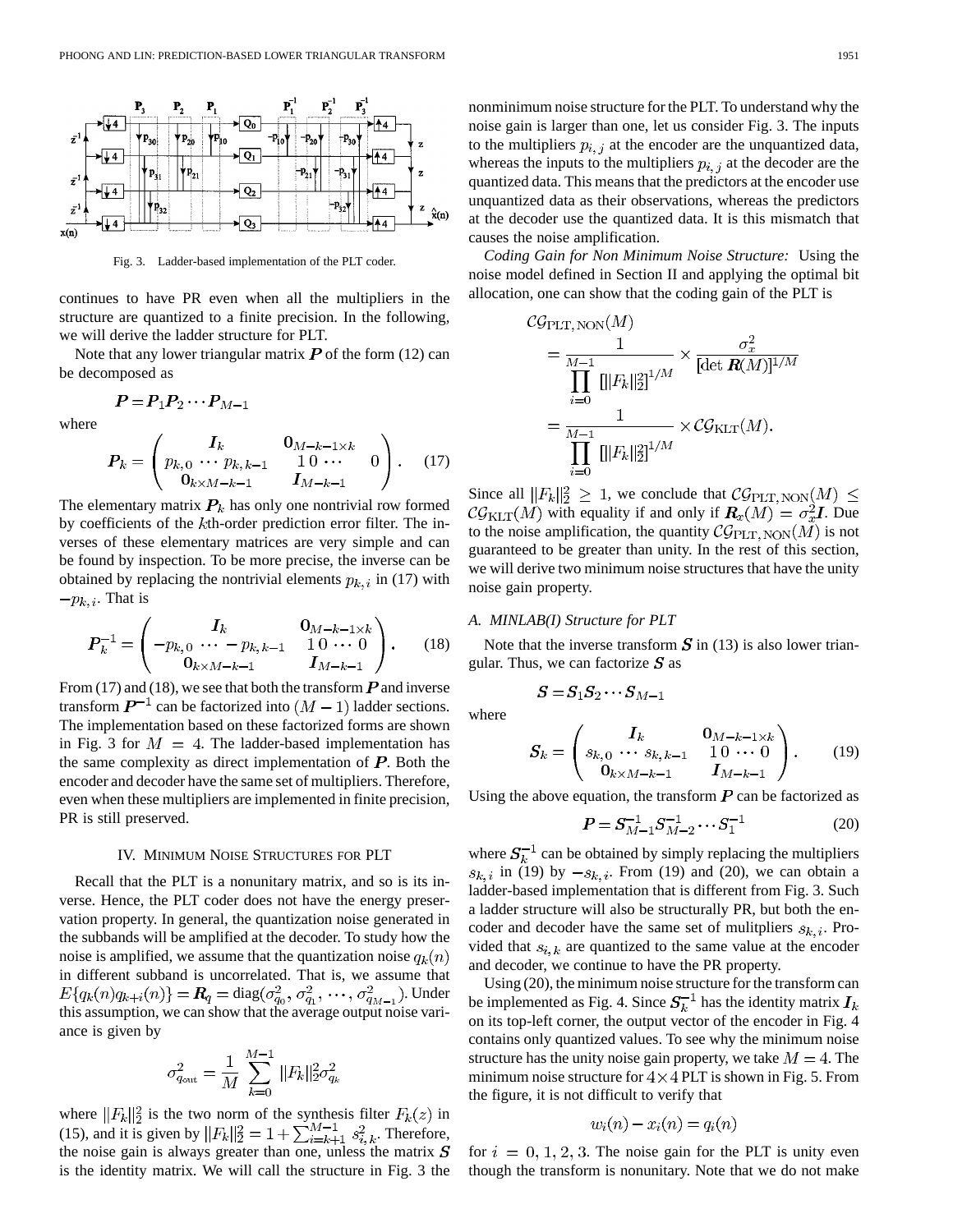Fig. 3. Ladder-based implementation of the PLT coder.

continues to have PR even when all the multipliers in the structure are quantized to a finite precision. In the following, we will derive the ladder structure for PLT.

Note that any lower triangular matrix $\boldsymbol{P}$ of the form (12) can be decomposed as

$$\boldsymbol{P} = \boldsymbol{P}_1 \boldsymbol{P}_2 \cdots \boldsymbol{P}_{M-1}$$

where

$$\boldsymbol{P}_k = \begin{pmatrix} \boldsymbol{I}_k & \boldsymbol{0}_{M-k-1 \times k} \\ p_{k,0} \; \cdots \; p_{k,k-1} & 1 \; 0 \; \cdots \quad 0 \\ \boldsymbol{0}_{k \times M-k-1} & \boldsymbol{I}_{M-k-1} \end{pmatrix}. \quad (17)$$

The elementary matrix $\boldsymbol{P}_k$ has only one nontrivial row formed by coefficients of the $k$th-order prediction error filter. The inverses of these elementary matrices are very simple and can be found by inspection. To be more precise, the inverse can be obtained by replacing the nontrivial elements $p_{k,i}$ in (17) with $-p_{k,i}$. That is

$$\boldsymbol{P}_k^{-1} = \begin{pmatrix} \boldsymbol{I}_k & \boldsymbol{0}_{M-k-1 \times k} \\ -p_{k,0} \; \cdots \; -p_{k,k-1} & 1 \; 0 \; \cdots \; 0 \\ \boldsymbol{0}_{k \times M-k-1} & \boldsymbol{I}_{M-k-1} \end{pmatrix}. \quad (18)$$

From (17) and (18), we see that both the transform $\boldsymbol{P}$ and inverse transform $\boldsymbol{P}^{-1}$ can be factorized into $(M-1)$ ladder sections. The implementation based on these factorized forms are shown in Fig. 3 for $M = 4$. The ladder-based implementation has the same complexity as direct implementation of $\boldsymbol{P}$. Both the encoder and decoder have the same set of multipliers. Therefore, even when these multipliers are implemented in finite precision, PR is still preserved.

## IV. Minimum Noise Structures for PLT

Recall that the PLT is a nonunitary matrix, and so is its inverse. Hence, the PLT coder does not have the energy preservation property. In general, the quantization noise generated in the subbands will be amplified at the decoder. To study how the noise is amplified, we assume that the quantization noise $q_k(n)$ in different subband is uncorrelated. That is, we assume that $E\{q_k(n)q_{k+i}(n)\} = \boldsymbol{R}_q = \mathrm{diag}(\sigma_{q_0}^2, \sigma_{q_1}^2, \ldots, \sigma_{q_{M-1}}^2)$. Under this assumption, we can show that the average output noise variance is given by

$$\sigma_{q_{\text{out}}}^2 = \frac{1}{M} \sum_{k=0}^{M-1} \|F_k\|_2^2 \sigma_{q_k}^2$$

where $\|F_k\|_2^2$ is the two norm of the synthesis filter $F_k(z)$ in (15), and it is given by $\|F_k\|_2^2 = 1 + \sum_{i=k+1}^{M-1} s_{i,k}^2$. Therefore, the noise gain is always greater than one, unless the matrix $\boldsymbol{S}$ is the identity matrix. We will call the structure in Fig. 3 the nonminimum noise structure for the PLT. To understand why the noise gain is larger than one, let us consider Fig. 3. The inputs to the multipliers $p_{i,j}$ at the encoder are the unquantized data, whereas the inputs to the multipliers $p_{i,j}$ at the decoder are the quantized data. This means that the predictors at the encoder use unquantized data as their observations, whereas the predictors at the decoder use the quantized data. It is this mismatch that causes the noise amplification.

*Coding Gain for Non Minimum Noise Structure:* Using the noise model defined in Section II and applying the optimal bit allocation, one can show that the coding gain of the PLT is

$$\begin{aligned} \mathcal{CG}_{\text{PLT, NON}}(M) &= \frac{1}{\prod_{i=0}^{M-1} [\|F_k\|_2^2]^{1/M}} \times \frac{\sigma_x^2}{[\det \boldsymbol{R}(M)]^{1/M}} \\ &= \frac{1}{\prod_{i=0}^{M-1} [\|F_k\|_2^2]^{1/M}} \times \mathcal{CG}_{\text{KLT}}(M). \end{aligned}$$

Since all $\|F_k\|_2^2 \geq 1$, we conclude that $\mathcal{CG}_{\text{PLT, NON}}(M) \leq \mathcal{CG}_{\text{KLT}}(M)$ with equality if and only if $\boldsymbol{R}_x(M) = \sigma_x^2 \boldsymbol{I}$. Due to the noise amplification, the quantity $\mathcal{CG}_{\text{PLT, NON}}(M)$ is not guaranteed to be greater than unity. In the rest of this section, we will derive two minimum noise structures that have the unity noise gain property.

### A. MINLAB(I) Structure for PLT

Note that the inverse transform $\boldsymbol{S}$ in (13) is also lower triangular. Thus, we can factorize $\boldsymbol{S}$ as

$$\boldsymbol{S} = \boldsymbol{S}_1 \boldsymbol{S}_2 \cdots \boldsymbol{S}_{M-1}$$

where

$$\boldsymbol{S}_k = \begin{pmatrix} \boldsymbol{I}_k & \boldsymbol{0}_{M-k-1 \times k} \\ s_{k,0} \; \cdots \; s_{k,k-1} & 1 \; 0 \; \cdots \; 0 \\ \boldsymbol{0}_{k \times M-k-1} & \boldsymbol{I}_{M-k-1} \end{pmatrix}. \quad (19)$$

Using the above equation, the transform $\boldsymbol{P}$ can be factorized as

$$\boldsymbol{P} = \boldsymbol{S}_{M-1}^{-1} \boldsymbol{S}_{M-2}^{-1} \cdots \boldsymbol{S}_1^{-1} \quad (20)$$

where $\boldsymbol{S}_k^{-1}$ can be obtained by simply replacing the multipliers $s_{k,i}$ in (19) by $-s_{k,i}$. From (19) and (20), we can obtain a ladder-based implementation that is different from Fig. 3. Such a ladder structure will also be structurally PR, but both the encoder and decoder have the same set of mulitpliers $s_{k,i}$. Provided that $s_{i,k}$ are quantized to the same value at the encoder and decoder, we continue to have the PR property.

Using (20), the minimum noise structure for the transform can be implemented as Fig. 4. Since $\boldsymbol{S}_k^{-1}$ has the identity matrix $\boldsymbol{I}_k$ on its top-left corner, the output vector of the encoder in Fig. 4 contains only quantized values. To see why the minimum noise structure has the unity noise gain property, we take $M = 4$. The minimum noise structure for $4 \times 4$ PLT is shown in Fig. 5. From the figure, it is not difficult to verify that

$$w_i(n) - x_i(n) = q_i(n)$$

for $i = 0, 1, 2, 3$. The noise gain for the PLT is unity even though the transform is nonunitary. Note that we do not make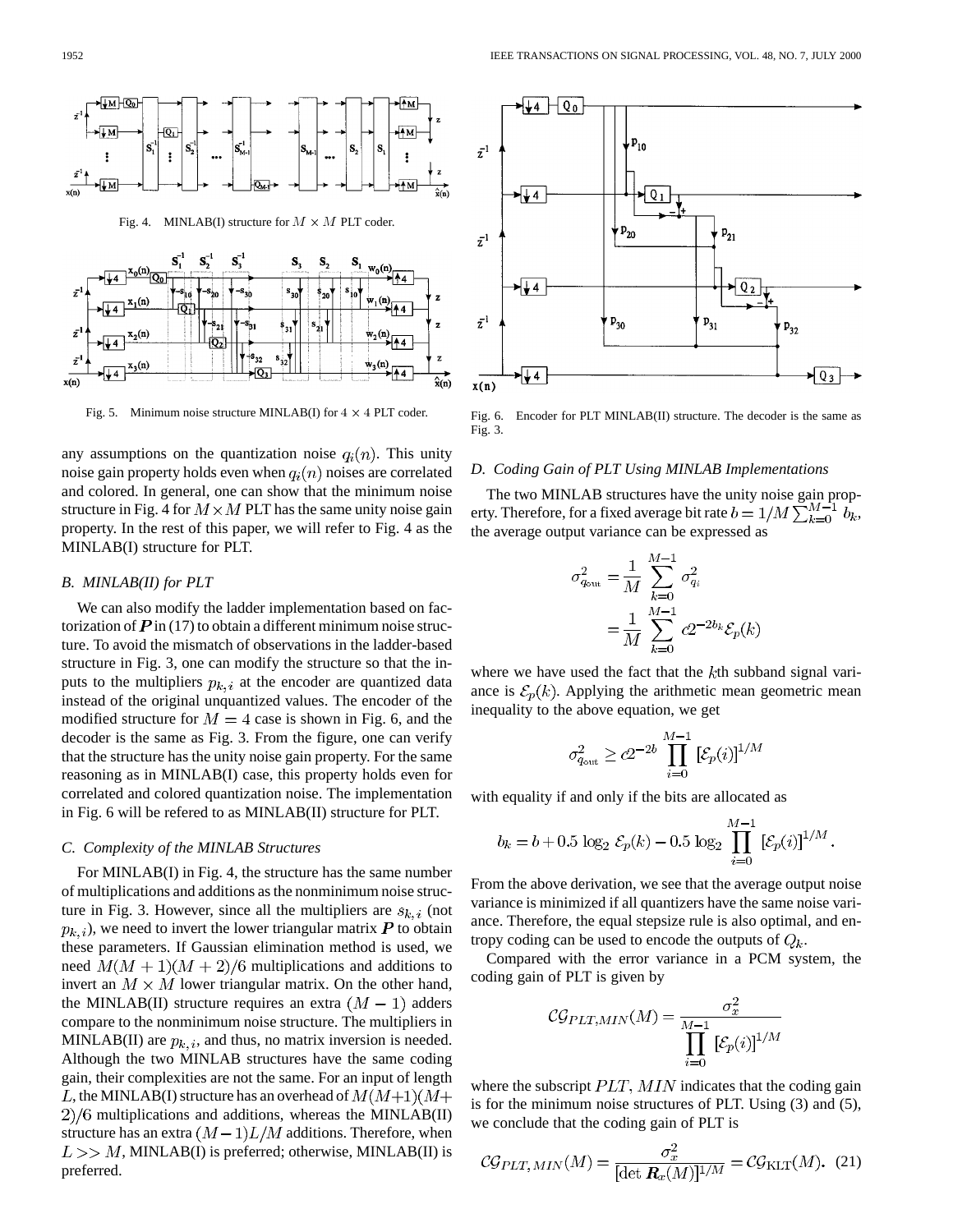Fig. 4. MINLAB(I) structure for $M \times M$ PLT coder.

Fig. 5. Minimum noise structure MINLAB(I) for $4 \times 4$ PLT coder.

any assumptions on the quantization noise $q_i(n)$. This unity noise gain property holds even when $q_i(n)$ noises are correlated and colored. In general, one can show that the minimum noise structure in Fig. 4 for $M \times M$ PLT has the same unity noise gain property. In the rest of this paper, we will refer to Fig. 4 as the MINLAB(I) structure for PLT.

### B. MINLAB(II) for PLT

We can also modify the ladder implementation based on factorization of $\boldsymbol{P}$ in (17) to obtain a different minimum noise structure. To avoid the mismatch of observations in the ladder-based structure in Fig. 3, one can modify the structure so that the inputs to the multipliers $p_{k,i}$ at the encoder are quantized data instead of the original unquantized values. The encoder of the modified structure for $M = 4$ case is shown in Fig. 6, and the decoder is the same as Fig. 3. From the figure, one can verify that the structure has the unity noise gain property. For the same reasoning as in MINLAB(I) case, this property holds even for correlated and colored quantization noise. The implementation in Fig. 6 will be refered to as MINLAB(II) structure for PLT.

### C. Complexity of the MINLAB Structures

For MINLAB(I) in Fig. 4, the structure has the same number of multiplications and additions as the nonminimum noise structure in Fig. 3. However, since all the multipliers are $s_{k,i}$ (not $p_{k,i}$), we need to invert the lower triangular matrix $\boldsymbol{P}$ to obtain these parameters. If Gaussian elimination method is used, we need $M(M+1)(M+2)/6$ multiplications and additions to invert an $M \times M$ lower triangular matrix. On the other hand, the MINLAB(II) structure requires an extra $(M-1)$ adders compare to the nonminimum noise structure. The multipliers in MINLAB(II) are $p_{k,i}$, and thus, no matrix inversion is needed. Although the two MINLAB structures have the same coding gain, their complexities are not the same. For an input of length $L$, the MINLAB(I) structure has an overhead of $M(M+1)(M+2)/6$ multiplications and additions, whereas the MINLAB(II) structure has an extra $(M-1)L/M$ additions. Therefore, when $L >> M$, MINLAB(I) is preferred; otherwise, MINLAB(II) is preferred.

Fig. 6. Encoder for PLT MINLAB(II) structure. The decoder is the same as Fig. 3.

### D. Coding Gain of PLT Using MINLAB Implementations

The two MINLAB structures have the unity noise gain property. Therefore, for a fixed average bit rate $b = 1/M \sum_{k=0}^{M-1} b_k$, the average output variance can be expressed as

$$\sigma^2_{q_{\text{out}}} = \frac{1}{M} \sum_{k=0}^{M-1} \sigma^2_{q_i} = \frac{1}{M} \sum_{k=0}^{M-1} c2^{-2b_k} \mathcal{E}_p(k)$$

where we have used the fact that the $k$th subband signal variance is $\mathcal{E}_p(k)$. Applying the arithmetic mean geometric mean inequality to the above equation, we get

$$\sigma^2_{q_{\text{out}}} \geq c2^{-2b} \prod_{i=0}^{M-1} [\mathcal{E}_p(i)]^{1/M}$$

with equality if and only if the bits are allocated as

$$b_k = b + 0.5 \log_2 \mathcal{E}_p(k) - 0.5 \log_2 \prod_{i=0}^{M-1} [\mathcal{E}_p(i)]^{1/M}.$$

From the above derivation, we see that the average output noise variance is minimized if all quantizers have the same noise variance. Therefore, the equal stepsize rule is also optimal, and entropy coding can be used to encode the outputs of $Q_k$.

Compared with the error variance in a PCM system, the coding gain of PLT is given by

$$\mathcal{CG}_{PLT,MIN}(M) = \frac{\sigma_x^2}{\prod_{i=0}^{M-1} [\mathcal{E}_p(i)]^{1/M}}$$

where the subscript $PLT$, $MIN$ indicates that the coding gain is for the minimum noise structures of PLT. Using (3) and (5), we conclude that the coding gain of PLT is

$$\mathcal{CG}_{PLT,MIN}(M) = \frac{\sigma_x^2}{[\det \boldsymbol{R}_x(M)]^{1/M}} = \mathcal{CG}_{\text{KLT}}(M). \quad (21)$$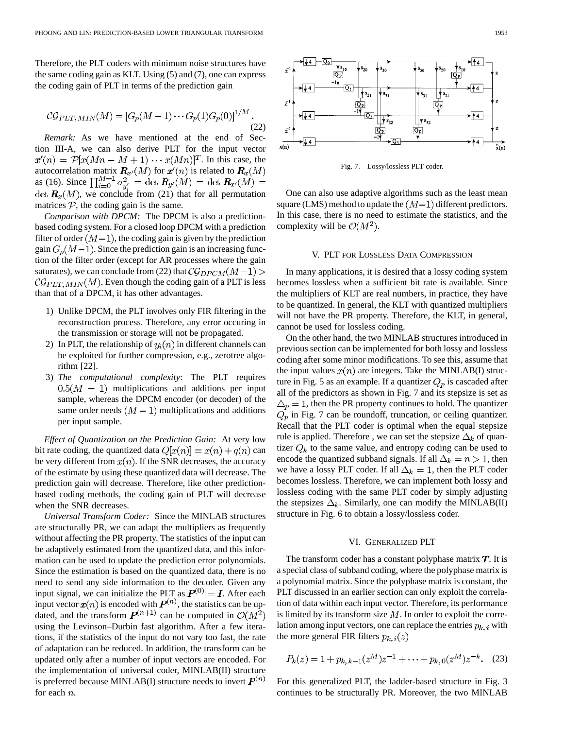Therefore, the PLT coders with minimum noise structures have the same coding gain as KLT. Using (5) and (7), one can express the coding gain of PLT in terms of the prediction gain

$$\mathcal{CG}_{PLT,MIN}(M) = [G_p(M-1)\cdots G_p(1)G_p(0)]^{1/M}. \tag{22}$$

*Remark:* As we have mentioned at the end of Section III-A, we can also derive PLT for the input vector $\boldsymbol{x}'(n) = \mathcal{P}[x(Mn-M+1)\cdots x(Mn)]^T$. In this case, the autocorrelation matrix $\boldsymbol{R}_{x'}(M)$ for $\boldsymbol{x}'(n)$ is related to $\boldsymbol{R}_x(M)$ as (16). Since $\prod_{i=0}^{M-1}\sigma_{y_i'}^2 = \det \boldsymbol{R}_{y'}(M) = \det \boldsymbol{R}_{x'}(M) = \det \boldsymbol{R}_x(M)$, we conclude from (21) that for all permutation matrices $\mathcal{P}$, the coding gain is the same.

*Comparison with DPCM:* The DPCM is also a prediction-based coding system. For a closed loop DPCM with a prediction filter of order $(M-1)$, the coding gain is given by the prediction gain $G_p(M-1)$. Since the prediction gain is an increasing function of the filter order (except for AR processes where the gain saturates), we can conclude from (22) that $\mathcal{CG}_{DPCM}(M-1) > \mathcal{CG}_{PLT,MIN}(M)$. Even though the coding gain of a PLT is less than that of a DPCM, it has other advantages.

1) Unlike DPCM, the PLT involves only FIR filtering in the reconstruction process. Therefore, any error occuring in the transmission or storage will not be propagated.
2) In PLT, the relationship of $y_i(n)$ in different channels can be exploited for further compression, e.g., zerotree algorithm [22].
3) *The computational complexity*: The PLT requires $0.5(M-1)$ multiplications and additions per input sample, whereas the DPCM encoder (or decoder) of the same order needs $(M-1)$ multiplications and additions per input sample.

*Effect of Quantization on the Prediction Gain:* At very low bit rate coding, the quantized data $Q[x(n)] = x(n) + q(n)$ can be very different from $x(n)$. If the SNR decreases, the accuracy of the estimate by using these quantized data will decrease. The prediction gain will decrease. Therefore, like other prediction-based coding methods, the coding gain of PLT will decrease when the SNR decreases.

*Universal Transform Coder:* Since the MINLAB structures are structurally PR, we can adapt the multipliers as frequently without affecting the PR property. The statistics of the input can be adaptively estimated from the quantized data, and this information can be used to update the prediction error polynomials. Since the estimation is based on the quantized data, there is no need to send any side information to the decoder. Given any input signal, we can initialize the PLT as $\boldsymbol{P}^{(0)} = \boldsymbol{I}$. After each input vector $\boldsymbol{x}(n)$ is encoded with $\boldsymbol{P}^{(n)}$, the statistics can be updated, and the transform $\boldsymbol{P}^{(n+1)}$ can be computed in $\mathcal{O}(M^2)$ using the Levinson–Durbin fast algorithm. After a few iterations, if the statistics of the input do not vary too fast, the rate of adaptation can be reduced. In addition, the transform can be updated only after a number of input vectors are encoded. For the implementation of universal coder, MINLAB(II) structure is preferred because MINLAB(I) structure needs to invert $\boldsymbol{P}^{(n)}$ for each $n$.

Fig. 7. Lossy/lossless PLT coder.

One can also use adaptive algorithms such as the least mean square (LMS) method to update the $(M-1)$ different predictors. In this case, there is no need to estimate the statistics, and the complexity will be $\mathcal{O}(M^2)$.

## V. PLT for Lossless Data Compression

In many applications, it is desired that a lossy coding system becomes lossless when a sufficient bit rate is available. Since the multipliers of KLT are real numbers, in practice, they have to be quantized. In general, the KLT with quantized multipliers will not have the PR property. Therefore, the KLT, in general, cannot be used for lossless coding.

On the other hand, the two MINLAB structures introduced in previous section can be implemented for both lossy and lossless coding after some minor modifications. To see this, assume that the input values $x(n)$ are integers. Take the MINLAB(I) structure in Fig. 5 as an example. If a quantizer $Q_p$ is cascaded after all of the predictors as shown in Fig. 7 and its stepsize is set as $\triangle_p = 1$, then the PR property continues to hold. The quantizer $Q_p$ in Fig. 7 can be roundoff, truncation, or ceiling quantizer. Recall that the PLT coder is optimal when the equal stepsize rule is applied. Therefore , we can set the stepsize $\Delta_k$ of quantizer $Q_k$ to the same value, and entropy coding can be used to encode the quantized subband signals. If all $\Delta_k = n > 1$, then we have a lossy PLT coder. If all $\Delta_k = 1$, then the PLT coder becomes lossless. Therefore, we can implement both lossy and lossless coding with the same PLT coder by simply adjusting the stepsizes $\Delta_k$. Similarly, one can modify the MINLAB(II) structure in Fig. 6 to obtain a lossy/lossless coder.

## VI. Generalized PLT

The transform coder has a constant polyphase matrix $\boldsymbol{T}$. It is a special class of subband coding, where the polyphase matrix is a polynomial matrix. Since the polyphase matrix is constant, the PLT discussed in an earlier section can only exploit the correlation of data within each input vector. Therefore, its performance is limited by its transform size $M$. In order to exploit the correlation among input vectors, one can replace the entries $p_{k,i}$ with the more general FIR filters $p_{k,i}(z)$

$$P_k(z) = 1 + p_{k,k-1}(z^M)z^{-1} + \cdots + p_{k,0}(z^M)z^{-k}. \tag{23}$$

For this generalized PLT, the ladder-based structure in Fig. 3 continues to be structurally PR. Moreover, the two MINLAB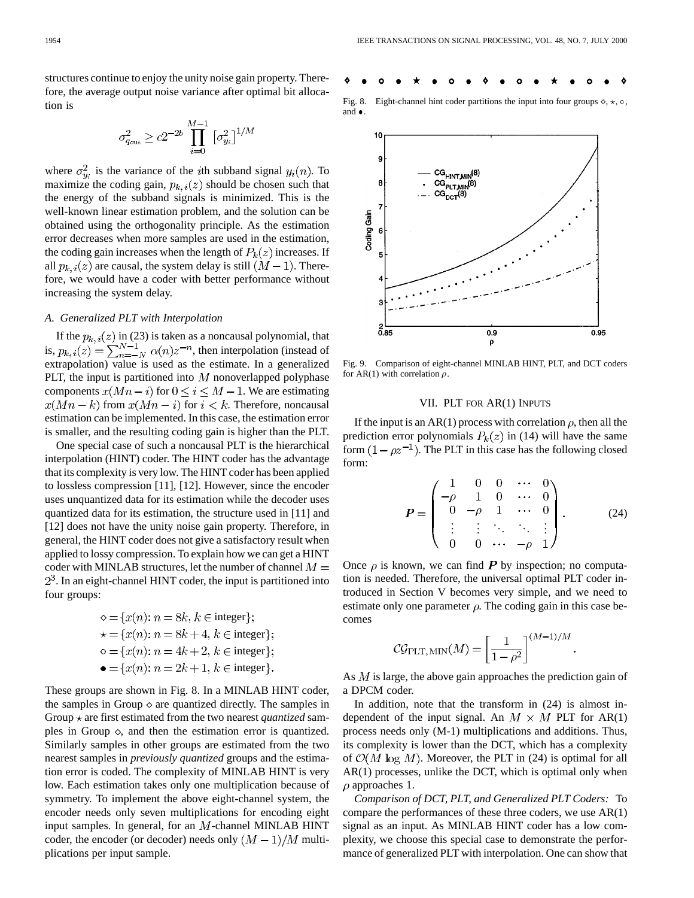structures continue to enjoy the unity noise gain property. Therefore, the average output noise variance after optimal bit allocation is

$$\sigma_{q_{out}}^2 \geq c2^{-2b} \prod_{i=0}^{M-1} \left[\sigma_{y_i}^2\right]^{1/M}$$

where $\sigma_{y_i}^2$ is the variance of the $i$th subband signal $y_i(n)$. To maximize the coding gain, $p_{k,i}(z)$ should be chosen such that the energy of the subband signals is minimized. This is the well-known linear estimation problem, and the solution can be obtained using the orthogonality principle. As the estimation error decreases when more samples are used in the estimation, the coding gain increases when the length of $P_k(z)$ increases. If all $p_{k,i}(z)$ are causal, the system delay is still $(M-1)$. Therefore, we would have a coder with better performance without increasing the system delay.

### A. Generalized PLT with Interpolation

If the $p_{k,i}(z)$ in (23) is taken as a noncausal polynomial, that is, $p_{k,i}(z) = \sum_{n=-N}^{N-1} \alpha(n)z^{-n}$, then interpolation (instead of extrapolation) value is used as the estimate. In a generalized PLT, the input is partitioned into $M$ nonoverlapped polyphase components $x(Mn-i)$ for $0 \leq i \leq M-1$. We are estimating $x(Mn-k)$ from $x(Mn-i)$ for $i < k$. Therefore, noncausal estimation can be implemented. In this case, the estimation error is smaller, and the resulting coding gain is higher than the PLT.

One special case of such a noncausal PLT is the hierarchical interpolation (HINT) coder. The HINT coder has the advantage that its complexity is very low. The HINT coder has been applied to lossless compression [11], [12]. However, since the encoder uses unquantized data for its estimation while the decoder uses quantized data for its estimation, the structure used in [11] and [12] does not have the unity noise gain property. Therefore, in general, the HINT coder does not give a satisfactory result when applied to lossy compression. To explain how we can get a HINT coder with MINLAB structures, let the number of channel $M = 2^3$. In an eight-channel HINT coder, the input is partitioned into four groups:

$$\begin{aligned}
\diamond &= \{x(n): n = 8k, k \in \text{integer}\};\\
\star &= \{x(n): n = 8k+4, k \in \text{integer}\};\\
\circ &= \{x(n): n = 4k+2, k \in \text{integer}\};\\
\bullet &= \{x(n): n = 2k+1, k \in \text{integer}\}.
\end{aligned}$$

These groups are shown in Fig. 8. In a MINLAB HINT coder, the samples in Group $\diamond$ are quantized directly. The samples in Group $\star$ are first estimated from the two nearest *quantized* samples in Group $\diamond$, and then the estimation error is quantized. Similarly samples in other groups are estimated from the two nearest samples in *previously quantized* groups and the estimation error is coded. The complexity of MINLAB HINT is very low. Each estimation takes only one multiplication because of symmetry. To implement the above eight-channel system, the encoder needs only seven multiplications for encoding eight input samples. In general, for an $M$-channel MINLAB HINT coder, the encoder (or decoder) needs only $(M-1)/M$ multiplications per input sample.

$\diamond \quad \bullet \quad \circ \quad \bullet \quad \star \quad \bullet \quad \circ \quad \bullet \quad \diamond \quad \bullet \quad \circ \quad \bullet \quad \star \quad \bullet \quad \circ \quad \bullet \quad \diamond$

Fig. 8. Eight-channel hint coder partitions the input into four groups $\diamond$, $\star$, $\circ$, and $\bullet$.

Fig. 9. Comparison of eight-channel MINLAB HINT, PLT, and DCT coders for AR(1) with correlation $\rho$.

## VII. PLT FOR AR(1) INPUTS

If the input is an AR(1) process with correlation $\rho$, then all the prediction error polynomials $P_k(z)$ in (14) will have the same form $(1-\rho z^{-1})$. The PLT in this case has the following closed form:

$$\boldsymbol{P} = \begin{pmatrix} 1 & 0 & 0 & \cdots & 0\\ -\rho & 1 & 0 & \cdots & 0\\ 0 & -\rho & 1 & \cdots & 0\\ \vdots & \vdots & \ddots & \ddots & \vdots\\ 0 & 0 & \cdots & -\rho & 1 \end{pmatrix}. \tag{24}$$

Once $\rho$ is known, we can find $\boldsymbol{P}$ by inspection; no computation is needed. Therefore, the universal optimal PLT coder introduced in Section V becomes very simple, and we need to estimate only one parameter $\rho$. The coding gain in this case becomes

$$\mathcal{CG}_{\text{PLT,MIN}}(M) = \left[\frac{1}{1-\rho^2}\right]^{(M-1)/M}.$$

As $M$ is large, the above gain approaches the prediction gain of a DPCM coder.

In addition, note that the transform in (24) is almost independent of the input signal. An $M \times M$ PLT for AR(1) process needs only (M-1) multiplications and additions. Thus, its complexity is lower than the DCT, which has a complexity of $\mathcal{O}(M \log M)$. Moreover, the PLT in (24) is optimal for all AR(1) processes, unlike the DCT, which is optimal only when $\rho$ approaches 1.

*Comparison of DCT, PLT, and Generalized PLT Coders:* To compare the performances of these three coders, we use AR(1) signal as an input. As MINLAB HINT coder has a low complexity, we choose this special case to demonstrate the performance of generalized PLT with interpolation. One can show that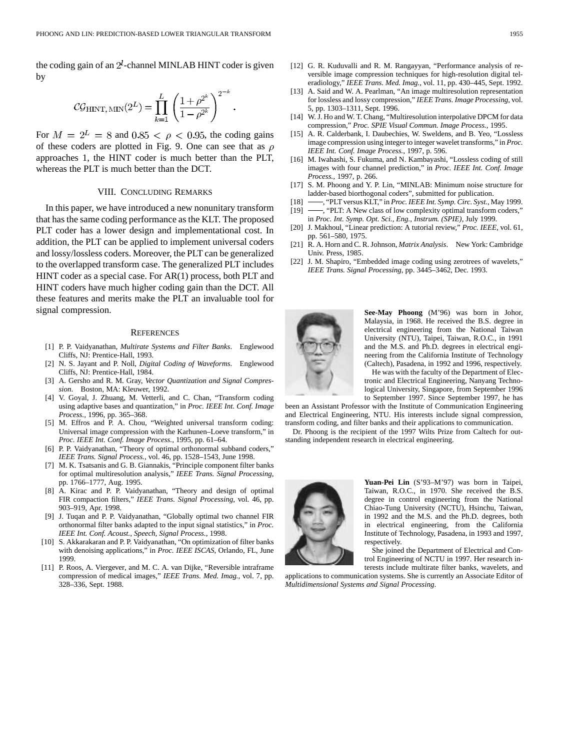the coding gain of an $2^l$-channel MINLAB HINT coder is given by

$$\mathcal{CG}_{\text{HINT, MIN}}(2^L) = \prod_{k=1}^{L} \left( \frac{1+\rho^{2^k}}{1-\rho^{2^k}} \right)^{2^{-k}}.$$

For $M = 2^L = 8$ and $0.85 < \rho < 0.95$, the coding gains of these coders are plotted in Fig. 9. One can see that as $\rho$ approaches 1, the HINT coder is much better than the PLT, whereas the PLT is much better than the DCT.

## VIII. Concluding Remarks

In this paper, we have introduced a new nonunitary transform that has the same coding performance as the KLT. The proposed PLT coder has a lower design and implementational cost. In addition, the PLT can be applied to implement universal coders and lossy/lossless coders. Moreover, the PLT can be generalized to the overlapped transform case. The generalized PLT includes HINT coder as a special case. For AR(1) process, both PLT and HINT coders have much higher coding gain than the DCT. All these features and merits make the PLT an invaluable tool for signal compression.

## References

[1] P. P. Vaidyanathan, *Multirate Systems and Filter Banks*. Englewood Cliffs, NJ: Prentice-Hall, 1993.

[2] N. S. Jayant and P. Noll, *Digital Coding of Waveforms*. Englewood Cliffs, NJ: Prentice-Hall, 1984.

[3] A. Gersho and R. M. Gray, *Vector Quantization and Signal Compression*. Boston, MA: Kleuwer, 1992.

[4] V. Goyal, J. Zhuang, M. Vetterli, and C. Chan, "Transform coding using adaptive bases and quantization," in *Proc. IEEE Int. Conf. Image Process.*, 1996, pp. 365–368.

[5] M. Effros and P. A. Chou, "Weighted universal transform coding: Universal image compression with the Karhunen–Loeve transform," in *Proc. IEEE Int. Conf. Image Process.*, 1995, pp. 61–64.

[6] P. P. Vaidyanathan, "Theory of optimal orthonormal subband coders," *IEEE Trans. Signal Process.*, vol. 46, pp. 1528–1543, June 1998.

[7] M. K. Tsatsanis and G. B. Giannakis, "Principle component filter banks for optimal multiresolution analysis," *IEEE Trans. Signal Processing*, pp. 1766–1777, Aug. 1995.

[8] A. Kirac and P. P. Vaidyanathan, "Theory and design of optimal FIR compaction filters," *IEEE Trans. Signal Processing*, vol. 46, pp. 903–919, Apr. 1998.

[9] J. Tuqan and P. P. Vaidyanathan, "Globally optimal two channel FIR orthonormal filter banks adapted to the input signal statistics," in *Proc. IEEE Int. Conf. Acoust., Speech, Signal Process.*, 1998.

[10] S. Akkarakaran and P. P. Vaidyanathan, "On optimization of filter banks with denoising applications," in *Proc. IEEE ISCAS*, Orlando, FL, June 1999.

[11] P. Roos, A. Viergever, and M. C. A. van Dijke, "Reversible intraframe compression of medical images," *IEEE Trans. Med. Imag.*, vol. 7, pp. 328–336, Sept. 1988.

[12] G. R. Kuduvalli and R. M. Rangayyan, "Performance analysis of reversible image compression techniques for high-resolution digital teleradiology," *IEEE Trans. Med. Imag.*, vol. 11, pp. 430–445, Sept. 1992.

[13] A. Said and W. A. Pearlman, "An image multiresolution representation for lossless and lossy compression," *IEEE Trans. Image Processing*, vol. 5, pp. 1303–1311, Sept. 1996.

[14] W. J. Ho and W. T. Chang, "Multiresolution interpolative DPCM for data compression," *Proc. SPIE Visual Commun. Image Process.*, 1995.

[15] A. R. Calderbank, I. Daubechies, W. Sweldens, and B. Yeo, "Lossless image compression using integer to integer wavelet transforms," in *Proc. IEEE Int. Conf. Image Process.*, 1997, p. 596.

[16] M. Iwahashi, S. Fukuma, and N. Kambayashi, "Lossless coding of still images with four channel prediction," in *Proc. IEEE Int. Conf. Image Process.*, 1997, p. 266.

[17] S. M. Phoong and Y. P. Lin, "MINLAB: Minimum noise structure for ladder-based biorthogonal coders", submitted for publication.

[18] ——, "PLT versus KLT," in *Proc. IEEE Int. Symp. Circ. Syst.*, May 1999.

[19] ——, "PLT: A New class of low complexity optimal transform coders," in *Proc. Int. Symp. Opt. Sci., Eng., Instrum. (SPIE)*, July 1999.

[20] J. Makhoul, "Linear prediction: A tutorial review," *Proc. IEEE*, vol. 61, pp. 561–580, 1975.

[21] R. A. Horn and C. R. Johnson, *Matrix Analysis*. New York: Cambridge Univ. Press, 1985.

[22] J. M. Shapiro, "Embedded image coding using zerotrees of wavelets," *IEEE Trans. Signal Processing*, pp. 3445–3462, Dec. 1993.

**See-May Phoong** (M'96) was born in Johor, Malaysia, in 1968. He received the B.S. degree in electrical engineering from the National Taiwan University (NTU), Taipei, Taiwan, R.O.C., in 1991 and the M.S. and Ph.D. degrees in electrical engineering from the California Institute of Technology (Caltech), Pasadena, in 1992 and 1996, respectively.

He was with the faculty of the Department of Electronic and Electrical Engineering, Nanyang Technological University, Singapore, from September 1996 to September 1997. Since September 1997, he has been an Assistant Professor with the Institute of Communication Engineering and Electrical Engineering, NTU. His interests include signal compression, transform coding, and filter banks and their applications to communication.

Dr. Phoong is the recipient of the 1997 Wilts Prize from Caltech for outstanding independent research in electrical engineering.

**Yuan-Pei Lin** (S'93–M'97) was born in Taipei, Taiwan, R.O.C., in 1970. She received the B.S. degree in control engineering from the National Chiao-Tung University (NCTU), Hsinchu, Taiwan, in 1992 and the M.S. and the Ph.D. degrees, both in electrical engineering, from the California Institute of Technology, Pasadena, in 1993 and 1997, respectively.

She joined the Department of Electrical and Control Engineering of NCTU in 1997. Her research interests include multirate filter banks, wavelets, and applications to communication systems. She is currently an Associate Editor of *Multidimensional Systems and Signal Processing*.